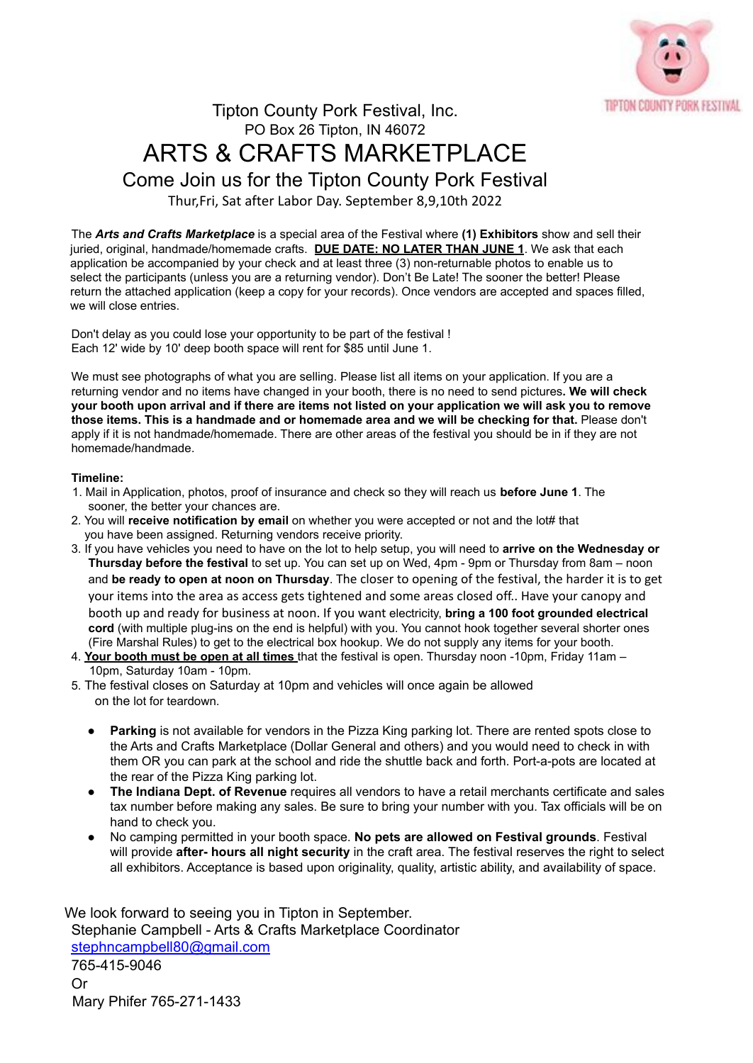Tipton County Pork Festival, Inc.
PO Box 26 Tipton, IN 46072

# ARTS & CRAFTS MARKETPLACE

## Come Join us for the Tipton County Pork Festival

Thur,Fri, Sat after Labor Day. September 8,9,10th 2022

The ***Arts and Crafts Marketplace*** is a special area of the Festival where **(1) Exhibitors** show and sell their juried, original, handmade/homemade crafts. **DUE DATE: NO LATER THAN JUNE 1**. We ask that each application be accompanied by your check and at least three (3) non-returnable photos to enable us to select the participants (unless you are a returning vendor). Don't Be Late! The sooner the better! Please return the attached application (keep a copy for your records). Once vendors are accepted and spaces filled, we will close entries.

Don't delay as you could lose your opportunity to be part of the festival !
Each 12' wide by 10' deep booth space will rent for $85 until June 1.

We must see photographs of what you are selling. Please list all items on your application. If you are a returning vendor and no items have changed in your booth, there is no need to send pictures**. We will check your booth upon arrival and if there are items not listed on your application we will ask you to remove those items. This is a handmade and or homemade area and we will be checking for that.** Please don't apply if it is not handmade/homemade. There are other areas of the festival you should be in if they are not homemade/handmade.

**Timeline:**

1. Mail in Application, photos, proof of insurance and check so they will reach us **before June 1**. The sooner, the better your chances are.
2. You will **receive notification by email** on whether you were accepted or not and the lot# that you have been assigned. Returning vendors receive priority.
3. If you have vehicles you need to have on the lot to help setup, you will need to **arrive on the Wednesday or Thursday before the festival** to set up. You can set up on Wed, 4pm - 9pm or Thursday from 8am – noon and **be ready to open at noon on Thursday**. The closer to opening of the festival, the harder it is to get your items into the area as access gets tightened and some areas closed off.. Have your canopy and booth up and ready for business at noon. If you want electricity, **bring a 100 foot grounded electrical cord** (with multiple plug-ins on the end is helpful) with you. You cannot hook together several shorter ones (Fire Marshal Rules) to get to the electrical box hookup. We do not supply any items for your booth.
4. **Your booth must be open at all times** that the festival is open. Thursday noon -10pm, Friday 11am – 10pm, Saturday 10am - 10pm.
5. The festival closes on Saturday at 10pm and vehicles will once again be allowed on the lot for teardown.

- **Parking** is not available for vendors in the Pizza King parking lot. There are rented spots close to the Arts and Crafts Marketplace (Dollar General and others) and you would need to check in with them OR you can park at the school and ride the shuttle back and forth. Port-a-pots are located at the rear of the Pizza King parking lot.
- **The Indiana Dept. of Revenue** requires all vendors to have a retail merchants certificate and sales tax number before making any sales. Be sure to bring your number with you. Tax officials will be on hand to check you.
- No camping permitted in your booth space. **No pets are allowed on Festival grounds**. Festival will provide **after- hours all night security** in the craft area. The festival reserves the right to select all exhibitors. Acceptance is based upon originality, quality, artistic ability, and availability of space.

We look forward to seeing you in Tipton in September.
Stephanie Campbell - Arts & Crafts Marketplace Coordinator
stephncampbell80@gmail.com
765-415-9046
Or
Mary Phifer 765-271-1433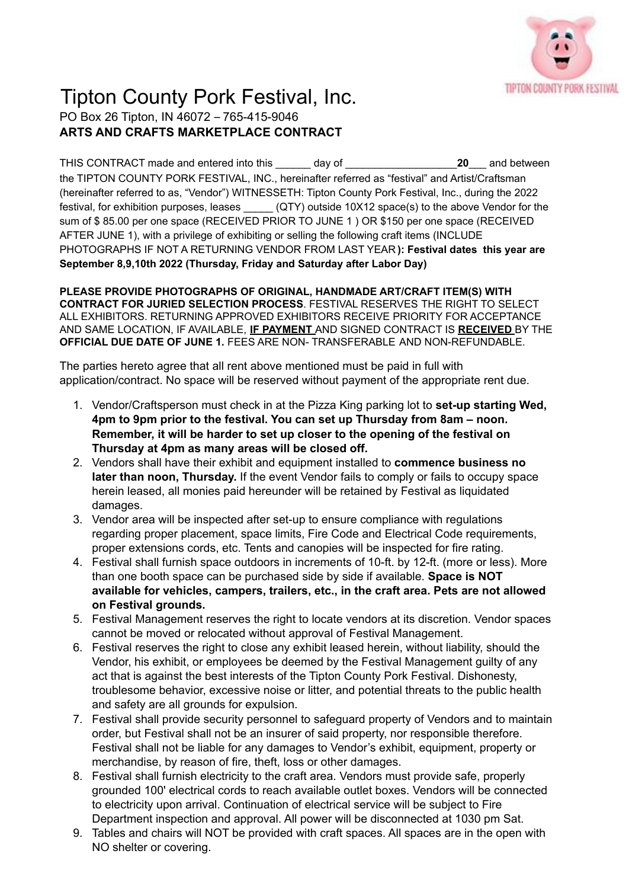# Tipton County Pork Festival, Inc.

PO Box 26 Tipton, IN 46072 – 765-415-9046

**ARTS AND CRAFTS MARKETPLACE CONTRACT**

THIS CONTRACT made and entered into this ______ day of ___________________**20**___ and between the TIPTON COUNTY PORK FESTIVAL, INC., hereinafter referred as "festival" and Artist/Craftsman (hereinafter referred to as, "Vendor") WITNESSETH: Tipton County Pork Festival, Inc., during the 2022 festival, for exhibition purposes, leases _____ (QTY) outside 10X12 space(s) to the above Vendor for the sum of $ 85.00 per one space (RECEIVED PRIOR TO JUNE 1 ) OR $150 per one space (RECEIVED AFTER JUNE 1), with a privilege of exhibiting or selling the following craft items (INCLUDE PHOTOGRAPHS IF NOT A RETURNING VENDOR FROM LAST YEAR **): Festival dates this year are September 8,9,10th 2022 (Thursday, Friday and Saturday after Labor Day)**

**PLEASE PROVIDE PHOTOGRAPHS OF ORIGINAL, HANDMADE ART/CRAFT ITEM(S) WITH CONTRACT FOR JURIED SELECTION PROCESS**. FESTIVAL RESERVES THE RIGHT TO SELECT ALL EXHIBITORS. RETURNING APPROVED EXHIBITORS RECEIVE PRIORITY FOR ACCEPTANCE AND SAME LOCATION, IF AVAILABLE, **IF PAYMENT** AND SIGNED CONTRACT IS **RECEIVED** BY THE **OFFICIAL DUE DATE OF JUNE 1.** FEES ARE NON- TRANSFERABLE AND NON-REFUNDABLE.

The parties hereto agree that all rent above mentioned must be paid in full with application/contract. No space will be reserved without payment of the appropriate rent due.

1. Vendor/Craftsperson must check in at the Pizza King parking lot to **set-up starting Wed, 4pm to 9pm prior to the festival. You can set up Thursday from 8am – noon. Remember, it will be harder to set up closer to the opening of the festival on Thursday at 4pm as many areas will be closed off.**
2. Vendors shall have their exhibit and equipment installed to **commence business no later than noon, Thursday.** If the event Vendor fails to comply or fails to occupy space herein leased, all monies paid hereunder will be retained by Festival as liquidated damages.
3. Vendor area will be inspected after set-up to ensure compliance with regulations regarding proper placement, space limits, Fire Code and Electrical Code requirements, proper extensions cords, etc. Tents and canopies will be inspected for fire rating.
4. Festival shall furnish space outdoors in increments of 10-ft. by 12-ft. (more or less). More than one booth space can be purchased side by side if available. **Space is NOT available for vehicles, campers, trailers, etc., in the craft area. Pets are not allowed on Festival grounds.**
5. Festival Management reserves the right to locate vendors at its discretion. Vendor spaces cannot be moved or relocated without approval of Festival Management.
6. Festival reserves the right to close any exhibit leased herein, without liability, should the Vendor, his exhibit, or employees be deemed by the Festival Management guilty of any act that is against the best interests of the Tipton County Pork Festival. Dishonesty, troublesome behavior, excessive noise or litter, and potential threats to the public health and safety are all grounds for expulsion.
7. Festival shall provide security personnel to safeguard property of Vendors and to maintain order, but Festival shall not be an insurer of said property, nor responsible therefore. Festival shall not be liable for any damages to Vendor's exhibit, equipment, property or merchandise, by reason of fire, theft, loss or other damages.
8. Festival shall furnish electricity to the craft area. Vendors must provide safe, properly grounded 100' electrical cords to reach available outlet boxes. Vendors will be connected to electricity upon arrival. Continuation of electrical service will be subject to Fire Department inspection and approval. All power will be disconnected at 1030 pm Sat.
9. Tables and chairs will NOT be provided with craft spaces. All spaces are in the open with NO shelter or covering.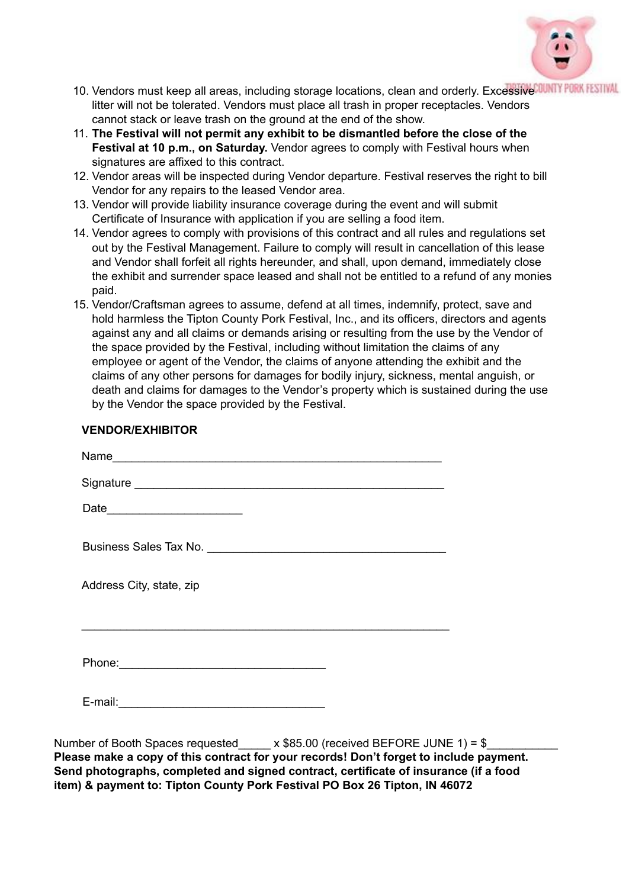10. Vendors must keep all areas, including storage locations, clean and orderly. Excessive litter will not be tolerated. Vendors must place all trash in proper receptacles. Vendors cannot stack or leave trash on the ground at the end of the show.
11. **The Festival will not permit any exhibit to be dismantled before the close of the Festival at 10 p.m., on Saturday.** Vendor agrees to comply with Festival hours when signatures are affixed to this contract.
12. Vendor areas will be inspected during Vendor departure. Festival reserves the right to bill Vendor for any repairs to the leased Vendor area.
13. Vendor will provide liability insurance coverage during the event and will submit Certificate of Insurance with application if you are selling a food item.
14. Vendor agrees to comply with provisions of this contract and all rules and regulations set out by the Festival Management. Failure to comply will result in cancellation of this lease and Vendor shall forfeit all rights hereunder, and shall, upon demand, immediately close the exhibit and surrender space leased and shall not be entitled to a refund of any monies paid.
15. Vendor/Craftsman agrees to assume, defend at all times, indemnify, protect, save and hold harmless the Tipton County Pork Festival, Inc., and its officers, directors and agents against any and all claims or demands arising or resulting from the use by the Vendor of the space provided by the Festival, including without limitation the claims of any employee or agent of the Vendor, the claims of anyone attending the exhibit and the claims of any other persons for damages for bodily injury, sickness, mental anguish, or death and claims for damages to the Vendor's property which is sustained during the use by the Vendor the space provided by the Festival.

**VENDOR/EXHIBITOR**

Name___________________________________________________

Signature _______________________________________________

Date_____________________

Business Sales Tax No. _____________________________________

Address City, state, zip

__________________________________________________________

Phone:________________________________

E-mail:________________________________

Number of Booth Spaces requested_____ x $85.00 (received BEFORE JUNE 1) = $___________

**Please make a copy of this contract for your records! Don't forget to include payment. Send photographs, completed and signed contract, certificate of insurance (if a food item) & payment to: Tipton County Pork Festival PO Box 26 Tipton, IN 46072**